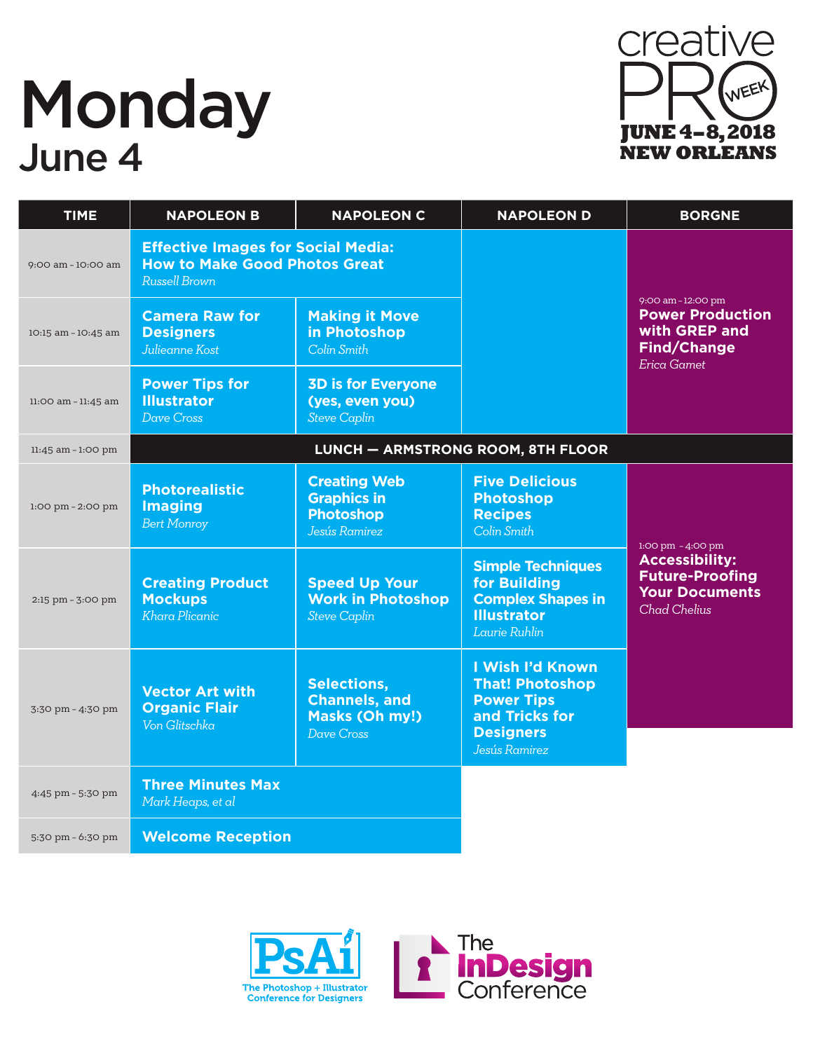# Monday

## June 4

creative PRO WEEK
JUNE 4–8, 2018
NEW ORLEANS

| TIME | NAPOLEON B | NAPOLEON C | NAPOLEON D | BORGNE |
|---|---|---|---|---|
| 9:00 am – 10:00 am | **Effective Images for Social Media: How to Make Good Photos Great** *Russell Brown* | | | 9:00 am – 12:00 pm **Power Production with GREP and Find/Change** *Erica Gamet* |
| 10:15 am – 10:45 am | **Camera Raw for Designers** *Julieanne Kost* | **Making it Move in Photoshop** *Colin Smith* | | |
| 11:00 am – 11:45 am | **Power Tips for Illustrator** *Dave Cross* | **3D is for Everyone (yes, even you)** *Steve Caplin* | | |
| 11:45 am – 1:00 pm | **LUNCH — ARMSTRONG ROOM, 8TH FLOOR** | | | |
| 1:00 pm – 2:00 pm | **Photorealistic Imaging** *Bert Monroy* | **Creating Web Graphics in Photoshop** *Jesús Ramirez* | **Five Delicious Photoshop Recipes** *Colin Smith* | 1:00 pm – 4:00 pm **Accessibility: Future-Proofing Your Documents** *Chad Chelius* |
| 2:15 pm – 3:00 pm | **Creating Product Mockups** *Khara Plicanic* | **Speed Up Your Work in Photoshop** *Steve Caplin* | **Simple Techniques for Building Complex Shapes in Illustrator** *Laurie Ruhlin* | |
| 3:30 pm – 4:30 pm | **Vector Art with Organic Flair** *Von Glitschka* | **Selections, Channels, and Masks (Oh my!)** *Dave Cross* | **I Wish I'd Known That! Photoshop Power Tips and Tricks for Designers** *Jesús Ramirez* | |
| 4:45 pm – 5:30 pm | **Three Minutes Max** *Mark Heaps, et al* | | | |
| 5:30 pm – 6:30 pm | **Welcome Reception** | | | |

PsAi The Photoshop + Illustrator Conference for Designers

The InDesign Conference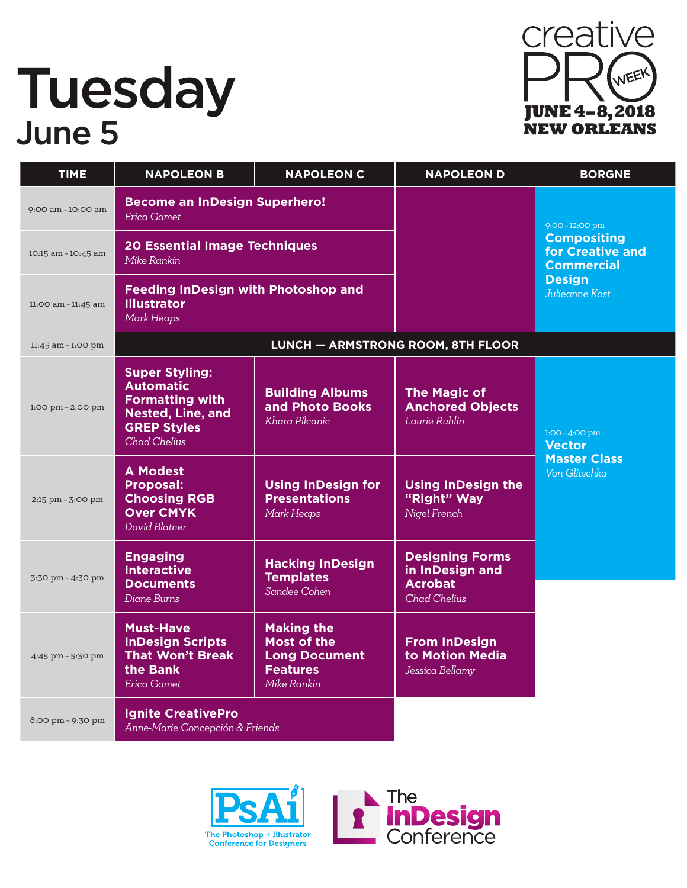# Tuesday
## June 5

creative PRO WEEK
**JUNE 4–8, 2018**
**NEW ORLEANS**

| TIME | NAPOLEON B | NAPOLEON C | NAPOLEON D | BORGNE |
|---|---|---|---|---|
| 9:00 am – 10:00 am | **Become an InDesign Superhero!** *Erica Gamet* | | | 9:00 – 12:00 pm **Compositing for Creative and Commercial Design** *Julieanne Kost* |
| 10:15 am – 10:45 am | **20 Essential Image Techniques** *Mike Rankin* | | | |
| 11:00 am – 11:45 am | **Feeding InDesign with Photoshop and Illustrator** *Mark Heaps* | | | |
| 11:45 am – 1:00 pm | **LUNCH — ARMSTRONG ROOM, 8TH FLOOR** | | | |
| 1:00 pm – 2:00 pm | **Super Styling: Automatic Formatting with Nested, Line, and GREP Styles** *Chad Chelius* | **Building Albums and Photo Books** *Khara Pilcanic* | **The Magic of Anchored Objects** *Laurie Ruhlin* | 1:00 – 4:00 pm **Vector Master Class** *Von Glitschka* |
| 2:15 pm – 3:00 pm | **A Modest Proposal: Choosing RGB Over CMYK** *David Blatner* | **Using InDesign for Presentations** *Mark Heaps* | **Using InDesign the "Right" Way** *Nigel French* | |
| 3:30 pm – 4:30 pm | **Engaging Interactive Documents** *Diane Burns* | **Hacking InDesign Templates** *Sandee Cohen* | **Designing Forms in InDesign and Acrobat** *Chad Chelius* | |
| 4:45 pm – 5:30 pm | **Must-Have InDesign Scripts That Won't Break the Bank** *Erica Gamet* | **Making the Most of the Long Document Features** *Mike Rankin* | **From InDesign to Motion Media** *Jessica Bellamy* | |
| 8:00 pm – 9:30 pm | **Ignite CreativePro** *Anne-Marie Concepción & Friends* | | | |

PsAi — The Photoshop + Illustrator Conference for Designers

The InDesign Conference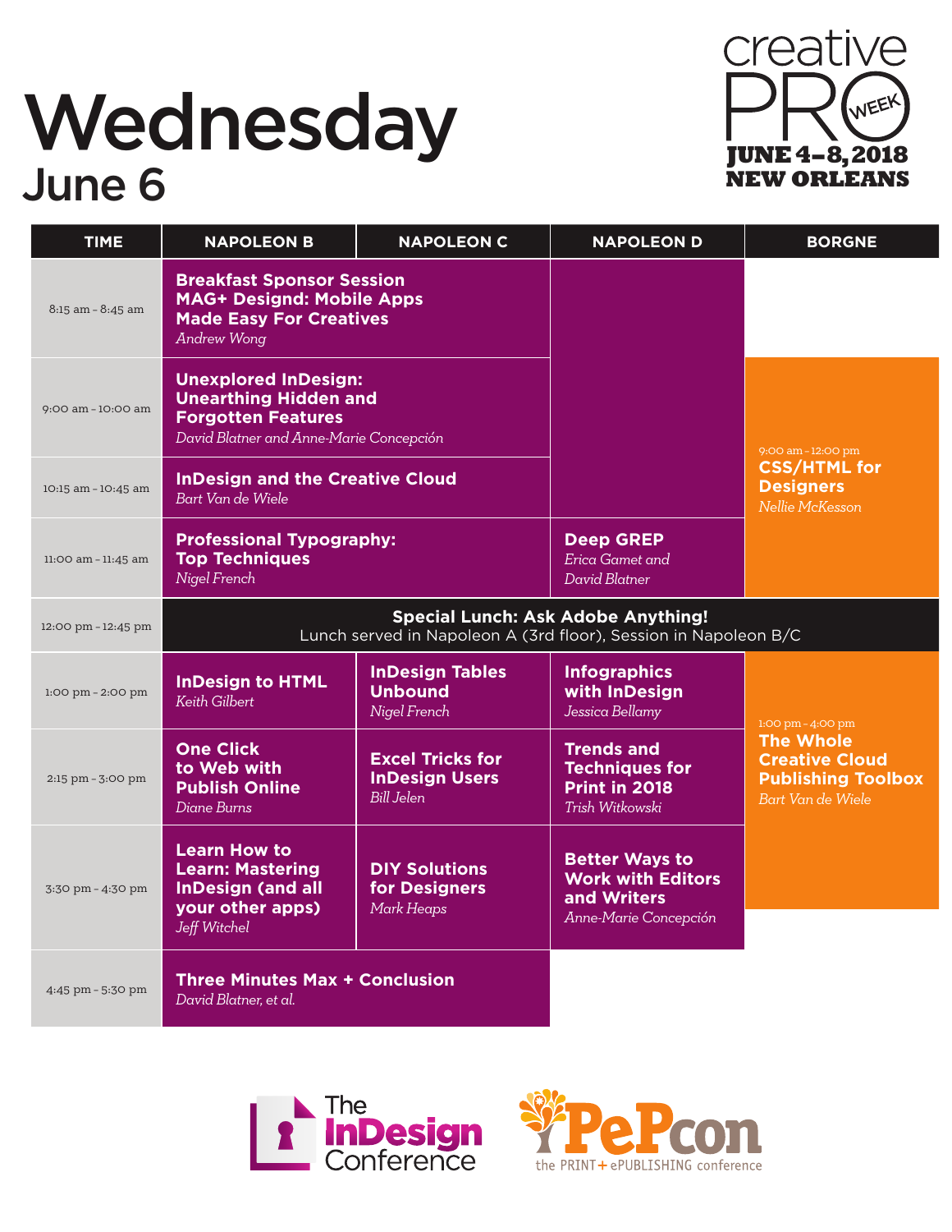# Wednesday

## June 6

creative PRO WEEK
JUNE 4–8, 2018
NEW ORLEANS

| TIME | NAPOLEON B | NAPOLEON C | NAPOLEON D | BORGNE |
|---|---|---|---|---|
| 8:15 am – 8:45 am | **Breakfast Sponsor Session MAG+ Designd: Mobile Apps Made Easy For Creatives** *Andrew Wong* | | | |
| 9:00 am – 10:00 am | **Unexplored InDesign: Unearthing Hidden and Forgotten Features** *David Blatner and Anne-Marie Concepción* | | | 9:00 am – 12:00 pm **CSS/HTML for Designers** *Nellie McKesson* |
| 10:15 am – 10:45 am | **InDesign and the Creative Cloud** *Bart Van de Wiele* | | | |
| 11:00 am – 11:45 am | **Professional Typography: Top Techniques** *Nigel French* | | **Deep GREP** *Erica Gamet and David Blatner* | |
| 12:00 pm – 12:45 pm | **Special Lunch: Ask Adobe Anything!** Lunch served in Napoleon A (3rd floor), Session in Napoleon B/C | | | |
| 1:00 pm – 2:00 pm | **InDesign to HTML** *Keith Gilbert* | **InDesign Tables Unbound** *Nigel French* | **Infographics with InDesign** *Jessica Bellamy* | 1:00 pm – 4:00 pm **The Whole Creative Cloud Publishing Toolbox** *Bart Van de Wiele* |
| 2:15 pm – 3:00 pm | **One Click to Web with Publish Online** *Diane Burns* | **Excel Tricks for InDesign Users** *Bill Jelen* | **Trends and Techniques for Print in 2018** *Trish Witkowski* | |
| 3:30 pm – 4:30 pm | **Learn How to Learn: Mastering InDesign (and all your other apps)** *Jeff Witchel* | **DIY Solutions for Designers** *Mark Heaps* | **Better Ways to Work with Editors and Writers** *Anne-Marie Concepción* | |
| 4:45 pm – 5:30 pm | **Three Minutes Max + Conclusion** *David Blatner, et al.* | | | |

The InDesign Conference

PePcon the PRINT + ePUBLISHING conference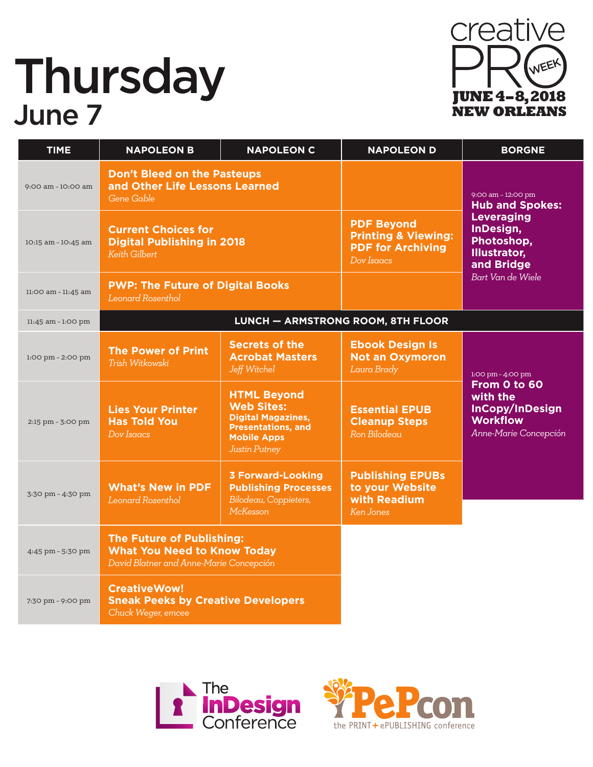# Thursday

## June 7

creativePRO WEEK
JUNE 4–8, 2018
NEW ORLEANS

| TIME | NAPOLEON B | NAPOLEON C | NAPOLEON D | BORGNE |
|---|---|---|---|---|
| 9:00 am – 10:00 am | **Don't Bleed on the Pasteups and Other Life Lessons Learned** *Gene Gable* | | | 9:00 am – 12:00 pm **Hub and Spokes: Leveraging InDesign, Photoshop, Illustrator, and Bridge** *Bart Van de Wiele* |
| 10:15 am – 10:45 am | **Current Choices for Digital Publishing in 2018** *Keith Gilbert* | | **PDF Beyond Printing & Viewing: PDF for Archiving** *Dov Isaacs* | |
| 11:00 am – 11:45 am | **PWP: The Future of Digital Books** *Leonard Rosenthol* | | | |
| 11:45 am – 1:00 pm | LUNCH — ARMSTRONG ROOM, 8TH FLOOR | | | |
| 1:00 pm – 2:00 pm | **The Power of Print** *Trish Witkowski* | **Secrets of the Acrobat Masters** *Jeff Witchel* | **Ebook Design Is Not an Oxymoron** *Laura Brady* | 1:00 pm – 4:00 pm **From 0 to 60 with the InCopy/InDesign Workflow** *Anne-Marie Concepción* |
| 2:15 pm – 3:00 pm | **Lies Your Printer Has Told You** *Dov Isaacs* | **HTML Beyond Web Sites: Digital Magazines, Presentations, and Mobile Apps** *Justin Putney* | **Essential EPUB Cleanup Steps** *Ron Bilodeau* | |
| 3:30 pm – 4:30 pm | **What's New in PDF** *Leonard Rosenthol* | **3 Forward-Looking Publishing Processes** *Bilodeau, Coppieters, McKesson* | **Publishing EPUBs to your Website with Readium** *Ken Jones* | |
| 4:45 pm – 5:30 pm | **The Future of Publishing: What You Need to Know Today** *David Blatner and Anne-Marie Concepción* | | | |
| 7:30 pm – 9:00 pm | **CreativeWow! Sneak Peeks by Creative Developers** *Chuck Weger, emcee* | | | |

The InDesign Conference

PePcon the PRINT + ePUBLISHING conference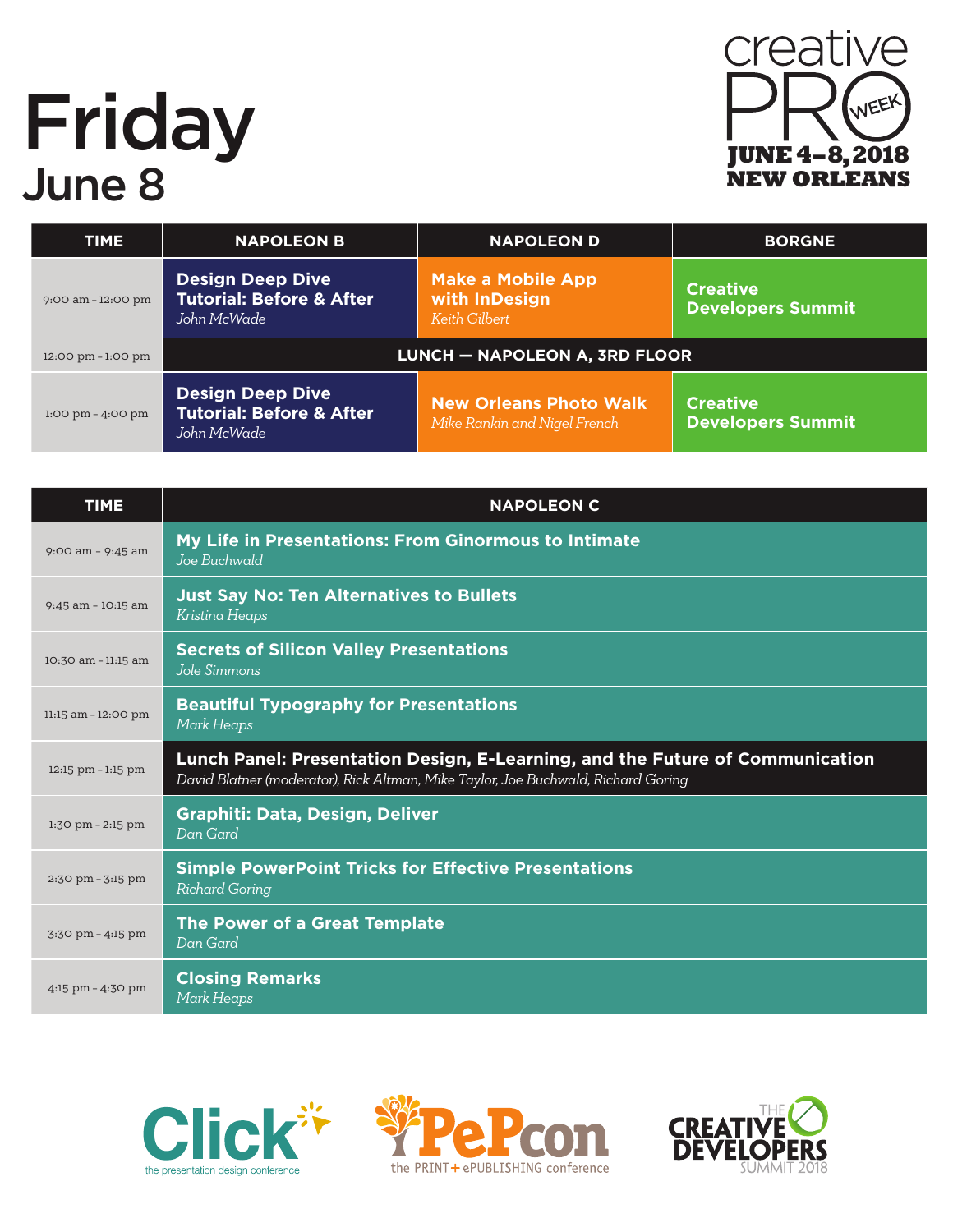# Friday
## June 8

creative PRO WEEK
JUNE 4–8, 2018
NEW ORLEANS

| TIME | NAPOLEON B | NAPOLEON D | BORGNE |
|---|---|---|---|
| 9:00 am – 12:00 pm | **Design Deep Dive Tutorial: Before & After** *John McWade* | **Make a Mobile App with InDesign** *Keith Gilbert* | **Creative Developers Summit** |
| 12:00 pm – 1:00 pm | **LUNCH — NAPOLEON A, 3RD FLOOR** | | |
| 1:00 pm – 4:00 pm | **Design Deep Dive Tutorial: Before & After** *John McWade* | **New Orleans Photo Walk** *Mike Rankin and Nigel French* | **Creative Developers Summit** |

| TIME | NAPOLEON C |
|---|---|
| 9:00 am – 9:45 am | **My Life in Presentations: From Ginormous to Intimate** *Joe Buchwald* |
| 9:45 am – 10:15 am | **Just Say No: Ten Alternatives to Bullets** *Kristina Heaps* |
| 10:30 am – 11:15 am | **Secrets of Silicon Valley Presentations** *Jole Simmons* |
| 11:15 am – 12:00 pm | **Beautiful Typography for Presentations** *Mark Heaps* |
| 12:15 pm – 1:15 pm | **Lunch Panel: Presentation Design, E-Learning, and the Future of Communication** *David Blatner (moderator), Rick Altman, Mike Taylor, Joe Buchwald, Richard Goring* |
| 1:30 pm – 2:15 pm | **Graphiti: Data, Design, Deliver** *Dan Gard* |
| 2:30 pm – 3:15 pm | **Simple PowerPoint Tricks for Effective Presentations** *Richard Goring* |
| 3:30 pm – 4:15 pm | **The Power of a Great Template** *Dan Gard* |
| 4:15 pm – 4:30 pm | **Closing Remarks** *Mark Heaps* |

Click — the presentation design conference

PePcon — the PRINT + ePUBLISHING conference

THE CREATIVE DEVELOPERS SUMMIT 2018